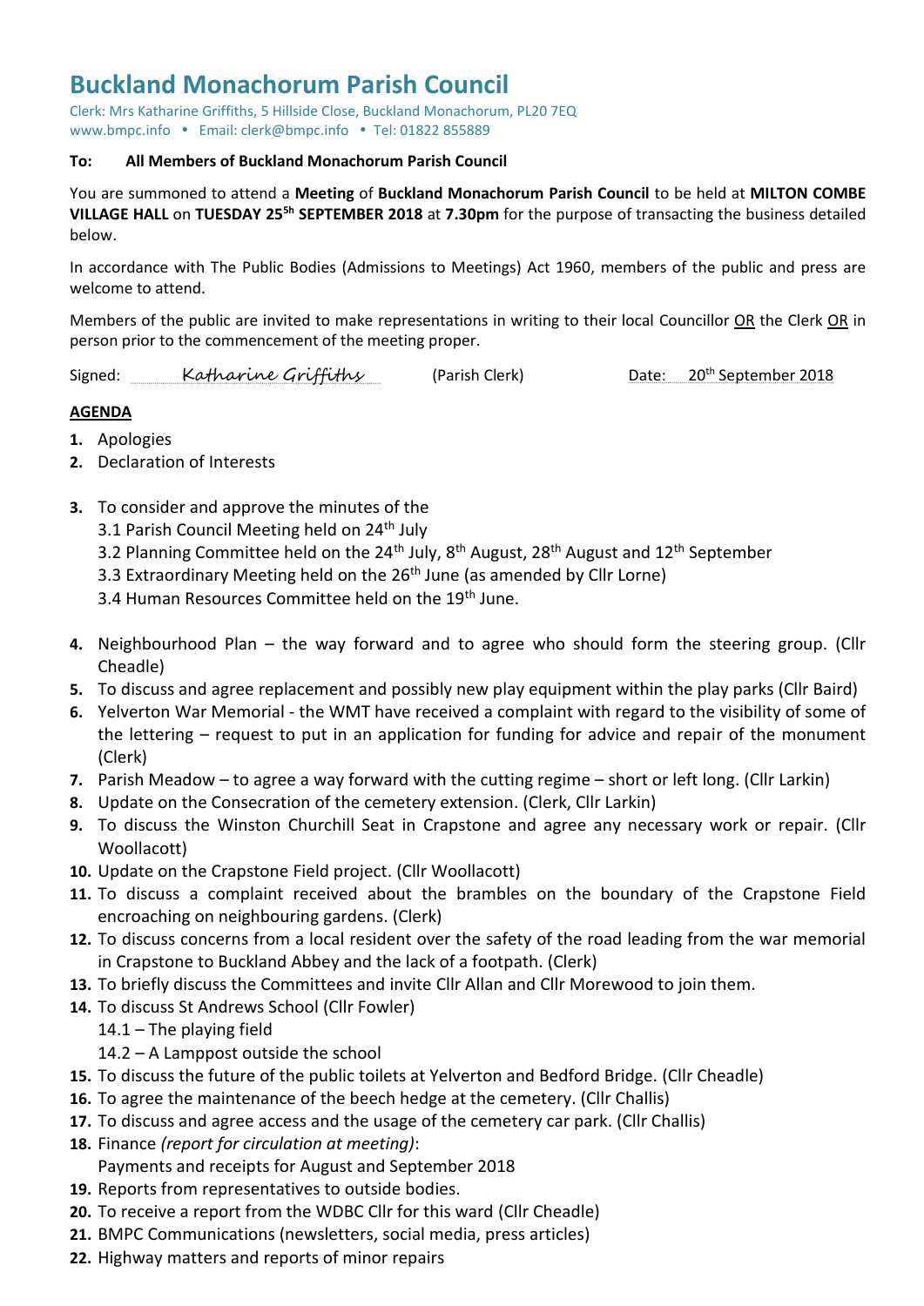# Buckland Monachorum Parish Council

Clerk: Mrs Katharine Griffiths, 5 Hillside Close, Buckland Monachorum, PL20 7EQ
www.bmpc.info • Email: clerk@bmpc.info • Tel: 01822 855889

**To: All Members of Buckland Monachorum Parish Council**

You are summoned to attend a **Meeting** of **Buckland Monachorum Parish Council** to be held at **MILTON COMBE VILLAGE HALL** on **TUESDAY 25[5h] SEPTEMBER 2018** at **7.30pm** for the purpose of transacting the business detailed below.

In accordance with The Public Bodies (Admissions to Meetings) Act 1960, members of the public and press are welcome to attend.

Members of the public are invited to make representations in writing to their local Councillor OR the Clerk OR in person prior to the commencement of the meeting proper.

Signed: *Katharine Griffiths* (Parish Clerk) Date: 20th September 2018

**AGENDA**

1. Apologies
2. Declaration of Interests
3. To consider and approve the minutes of the
   3.1 Parish Council Meeting held on 24th July
   3.2 Planning Committee held on the 24th July, 8th August, 28th August and 12th September
   3.3 Extraordinary Meeting held on the 26th June (as amended by Cllr Lorne)
   3.4 Human Resources Committee held on the 19th June.
4. Neighbourhood Plan – the way forward and to agree who should form the steering group. (Cllr Cheadle)
5. To discuss and agree replacement and possibly new play equipment within the play parks (Cllr Baird)
6. Yelverton War Memorial - the WMT have received a complaint with regard to the visibility of some of the lettering – request to put in an application for funding for advice and repair of the monument (Clerk)
7. Parish Meadow – to agree a way forward with the cutting regime – short or left long. (Cllr Larkin)
8. Update on the Consecration of the cemetery extension. (Clerk, Cllr Larkin)
9. To discuss the Winston Churchill Seat in Crapstone and agree any necessary work or repair. (Cllr Woollacott)
10. Update on the Crapstone Field project. (Cllr Woollacott)
11. To discuss a complaint received about the brambles on the boundary of the Crapstone Field encroaching on neighbouring gardens. (Clerk)
12. To discuss concerns from a local resident over the safety of the road leading from the war memorial in Crapstone to Buckland Abbey and the lack of a footpath. (Clerk)
13. To briefly discuss the Committees and invite Cllr Allan and Cllr Morewood to join them.
14. To discuss St Andrews School (Cllr Fowler)
    14.1 – The playing field
    14.2 – A Lamppost outside the school
15. To discuss the future of the public toilets at Yelverton and Bedford Bridge. (Cllr Cheadle)
16. To agree the maintenance of the beech hedge at the cemetery. (Cllr Challis)
17. To discuss and agree access and the usage of the cemetery car park. (Cllr Challis)
18. Finance *(report for circulation at meeting)*:
    Payments and receipts for August and September 2018
19. Reports from representatives to outside bodies.
20. To receive a report from the WDBC Cllr for this ward (Cllr Cheadle)
21. BMPC Communications (newsletters, social media, press articles)
22. Highway matters and reports of minor repairs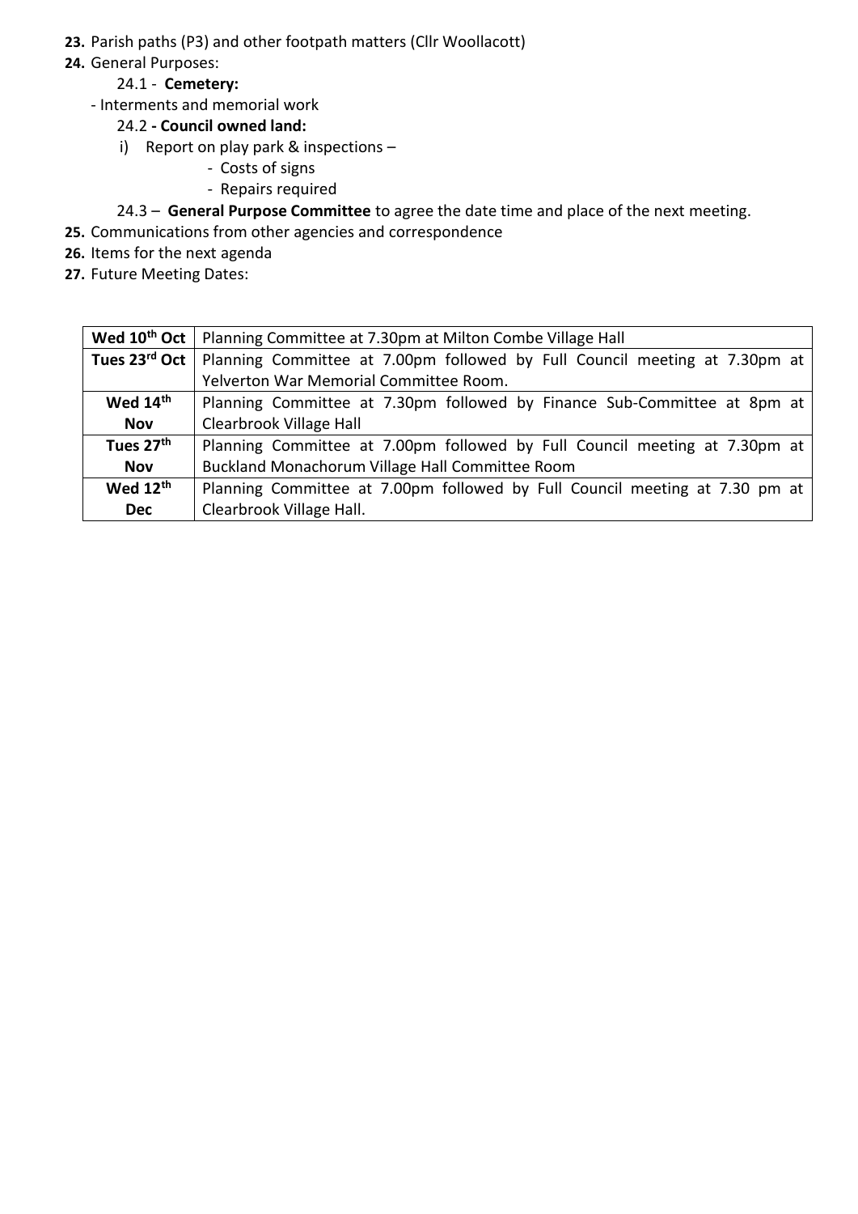**23.** Parish paths (P3) and other footpath matters (Cllr Woollacott)

**24.** General Purposes:

24.1 - **Cemetery:**

- Interments and memorial work

24.2 **- Council owned land:**

i) Report on play park & inspections –
   - Costs of signs
   - Repairs required

24.3 – **General Purpose Committee** to agree the date time and place of the next meeting.

**25.** Communications from other agencies and correspondence

**26.** Items for the next agenda

**27.** Future Meeting Dates:

| | |
|---|---|
| **Wed 10th Oct** | Planning Committee at 7.30pm at Milton Combe Village Hall |
| **Tues 23rd Oct** | Planning Committee at 7.00pm followed by Full Council meeting at 7.30pm at Yelverton War Memorial Committee Room. |
| **Wed 14th Nov** | Planning Committee at 7.30pm followed by Finance Sub-Committee at 8pm at Clearbrook Village Hall |
| **Tues 27th Nov** | Planning Committee at 7.00pm followed by Full Council meeting at 7.30pm at Buckland Monachorum Village Hall Committee Room |
| **Wed 12th Dec** | Planning Committee at 7.00pm followed by Full Council meeting at 7.30 pm at Clearbrook Village Hall. |